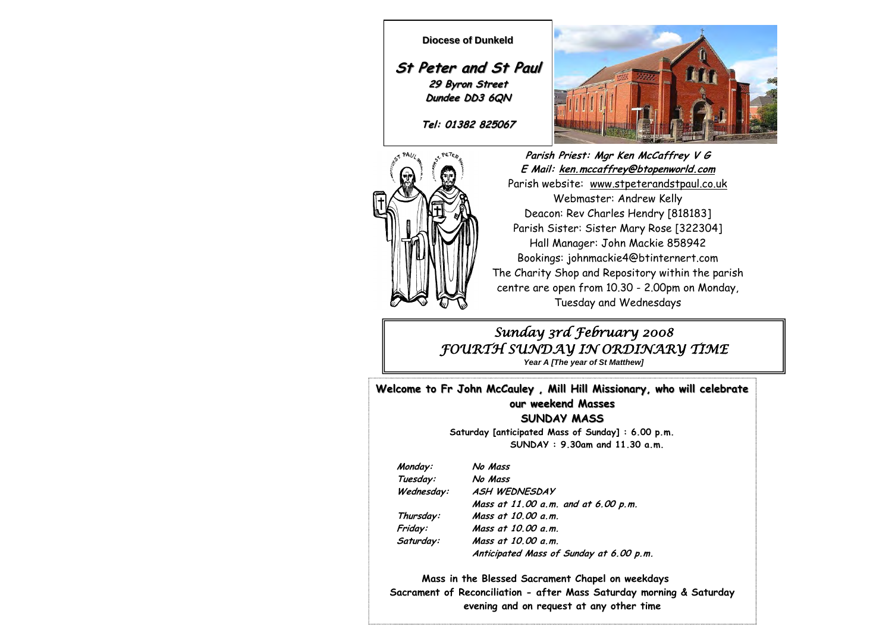**Diocese of Dunkeld**

# St Peter and St Paul

**29 Byron Street**
**Dundee DD3 6QN**

**Tel: 01382 825067**

**Parish Priest: Mgr Ken McCaffrey V G**
**E Mail: ken.mccaffrey@btopenworld.com**
Parish website: www.stpeterandstpaul.co.uk
Webmaster: Andrew Kelly
Deacon: Rev Charles Hendry [818183]
Parish Sister: Sister Mary Rose [322304]
Hall Manager: John Mackie 858942
Bookings: johnmackie4@btinternert.com
The Charity Shop and Repository within the parish centre are open from 10.30 - 2.00pm on Monday, Tuesday and Wednesdays

## *Sunday 3rd February 2008*
## *FOURTH SUNDAY IN ORDINARY TIME*

***Year A [The year of St Matthew]***

**Welcome to Fr John McCauley , Mill Hill Missionary, who will celebrate our weekend Masses**

### SUNDAY MASS

**Saturday [anticipated Mass of Sunday] : 6.00 p.m.**
**SUNDAY : 9.30am and 11.30 a.m.**

| | |
|---|---|
| ***Monday:*** | ***No Mass*** |
| ***Tuesday:*** | ***No Mass*** |
| ***Wednesday:*** | ***ASH WEDNESDAY*** |
| | ***Mass at 11.00 a.m. and at 6.00 p.m.*** |
| ***Thursday:*** | ***Mass at 10.00 a.m.*** |
| ***Friday:*** | ***Mass at 10.00 a.m.*** |
| ***Saturday:*** | ***Mass at 10.00 a.m.*** |
| | ***Anticipated Mass of Sunday at 6.00 p.m.*** |

**Mass in the Blessed Sacrament Chapel on weekdays**
**Sacrament of Reconciliation - after Mass Saturday morning & Saturday evening and on request at any other time**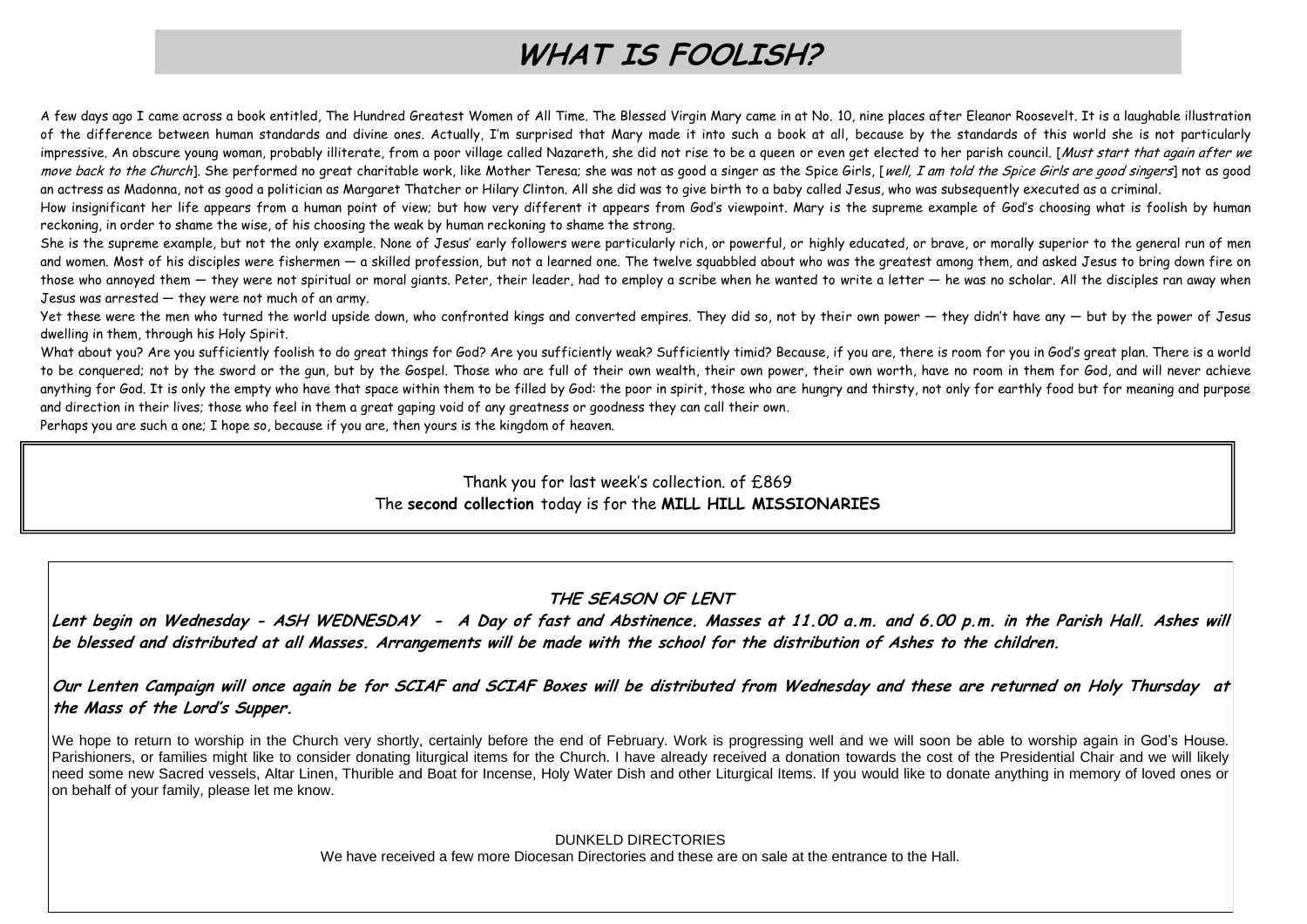# WHAT IS FOOLISH?

A few days ago I came across a book entitled, The Hundred Greatest Women of All Time. The Blessed Virgin Mary came in at No. 10, nine places after Eleanor Roosevelt. It is a laughable illustration of the difference between human standards and divine ones. Actually, I'm surprised that Mary made it into such a book at all, because by the standards of this world she is not particularly impressive. An obscure young woman, probably illiterate, from a poor village called Nazareth, she did not rise to be a queen or even get elected to her parish council. [*Must start that again after we move back to the Church*]. She performed no great charitable work, like Mother Teresa; she was not as good a singer as the Spice Girls, [*well, I am told the Spice Girls are good singers*] not as good an actress as Madonna, not as good a politician as Margaret Thatcher or Hilary Clinton. All she did was to give birth to a baby called Jesus, who was subsequently executed as a criminal.

How insignificant her life appears from a human point of view; but how very different it appears from God's viewpoint. Mary is the supreme example of God's choosing what is foolish by human reckoning, in order to shame the wise, of his choosing the weak by human reckoning to shame the strong.

She is the supreme example, but not the only example. None of Jesus' early followers were particularly rich, or powerful, or highly educated, or brave, or morally superior to the general run of men and women. Most of his disciples were fishermen — a skilled profession, but not a learned one. The twelve squabbled about who was the greatest among them, and asked Jesus to bring down fire on those who annoyed them — they were not spiritual or moral giants. Peter, their leader, had to employ a scribe when he wanted to write a letter — he was no scholar. All the disciples ran away when Jesus was arrested — they were not much of an army.

Yet these were the men who turned the world upside down, who confronted kings and converted empires. They did so, not by their own power — they didn't have any — but by the power of Jesus dwelling in them, through his Holy Spirit.

What about you? Are you sufficiently foolish to do great things for God? Are you sufficiently weak? Sufficiently timid? Because, if you are, there is room for you in God's great plan. There is a world to be conquered; not by the sword or the gun, but by the Gospel. Those who are full of their own wealth, their own power, their own worth, have no room in them for God, and will never achieve anything for God. It is only the empty who have that space within them to be filled by God: the poor in spirit, those who are hungry and thirsty, not only for earthly food but for meaning and purpose and direction in their lives; those who feel in them a great gaping void of any greatness or goodness they can call their own.

Perhaps you are such a one; I hope so, because if you are, then yours is the kingdom of heaven.

Thank you for last week's collection. of £869
The **second collection** today is for the **MILL HILL MISSIONARIES**

### THE SEASON OF LENT

***Lent begin on Wednesday - ASH WEDNESDAY - A Day of fast and Abstinence. Masses at 11.00 a.m. and 6.00 p.m. in the Parish Hall. Ashes will be blessed and distributed at all Masses. Arrangements will be made with the school for the distribution of Ashes to the children.***

***Our Lenten Campaign will once again be for SCIAF and SCIAF Boxes will be distributed from Wednesday and these are returned on Holy Thursday at the Mass of the Lord's Supper.***

We hope to return to worship in the Church very shortly, certainly before the end of February. Work is progressing well and we will soon be able to worship again in God's House. Parishioners, or families might like to consider donating liturgical items for the Church. I have already received a donation towards the cost of the Presidential Chair and we will likely need some new Sacred vessels, Altar Linen, Thurible and Boat for Incense, Holy Water Dish and other Liturgical Items. If you would like to donate anything in memory of loved ones or on behalf of your family, please let me know.

DUNKELD DIRECTORIES
We have received a few more Diocesan Directories and these are on sale at the entrance to the Hall.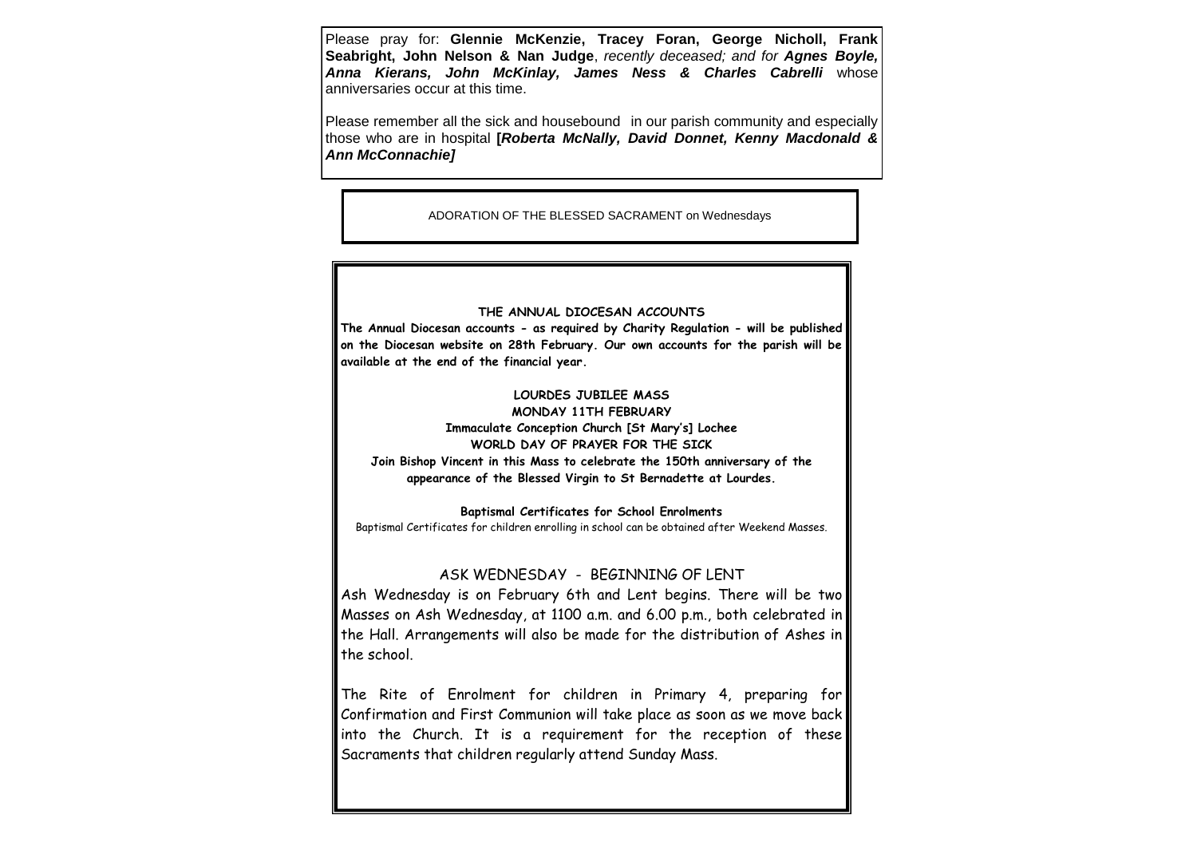Please pray for: **Glennie McKenzie, Tracey Foran, George Nicholl, Frank Seabright, John Nelson & Nan Judge**, *recently deceased; and for* ***Agnes Boyle, Anna Kierans, John McKinlay, James Ness & Charles Cabrelli*** whose anniversaries occur at this time.

Please remember all the sick and housebound in our parish community and especially those who are in hospital **[*Roberta McNally, David Donnet, Kenny Macdonald & Ann McConnachie*]**

ADORATION OF THE BLESSED SACRAMENT on Wednesdays

**THE ANNUAL DIOCESAN ACCOUNTS**

**The Annual Diocesan accounts - as required by Charity Regulation - will be published on the Diocesan website on 28th February. Our own accounts for the parish will be available at the end of the financial year.**

**LOURDES JUBILEE MASS**
**MONDAY 11TH FEBRUARY**
**Immaculate Conception Church [St Mary's] Lochee**
**WORLD DAY OF PRAYER FOR THE SICK**
**Join Bishop Vincent in this Mass to celebrate the 150th anniversary of the appearance of the Blessed Virgin to St Bernadette at Lourdes.**

**Baptismal Certificates for School Enrolments**

Baptismal Certificates for children enrolling in school can be obtained after Weekend Masses.

ASK WEDNESDAY - BEGINNING OF LENT

Ash Wednesday is on February 6th and Lent begins. There will be two Masses on Ash Wednesday, at 1100 a.m. and 6.00 p.m., both celebrated in the Hall. Arrangements will also be made for the distribution of Ashes in the school.

The Rite of Enrolment for children in Primary 4, preparing for Confirmation and First Communion will take place as soon as we move back into the Church. It is a requirement for the reception of these Sacraments that children regularly attend Sunday Mass.